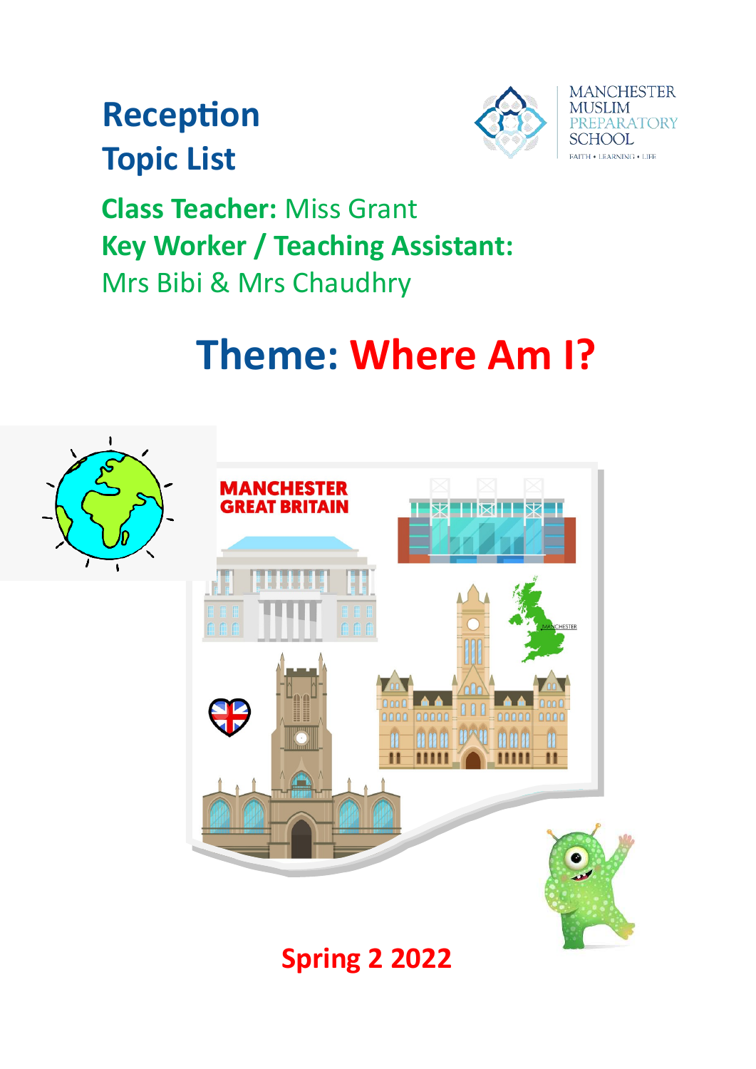# Reception Topic List

**Class Teacher:** Miss Grant

**Key Worker / Teaching Assistant:** Mrs Bibi & Mrs Chaudhry

## Theme: Where Am I?

Spring 2 2022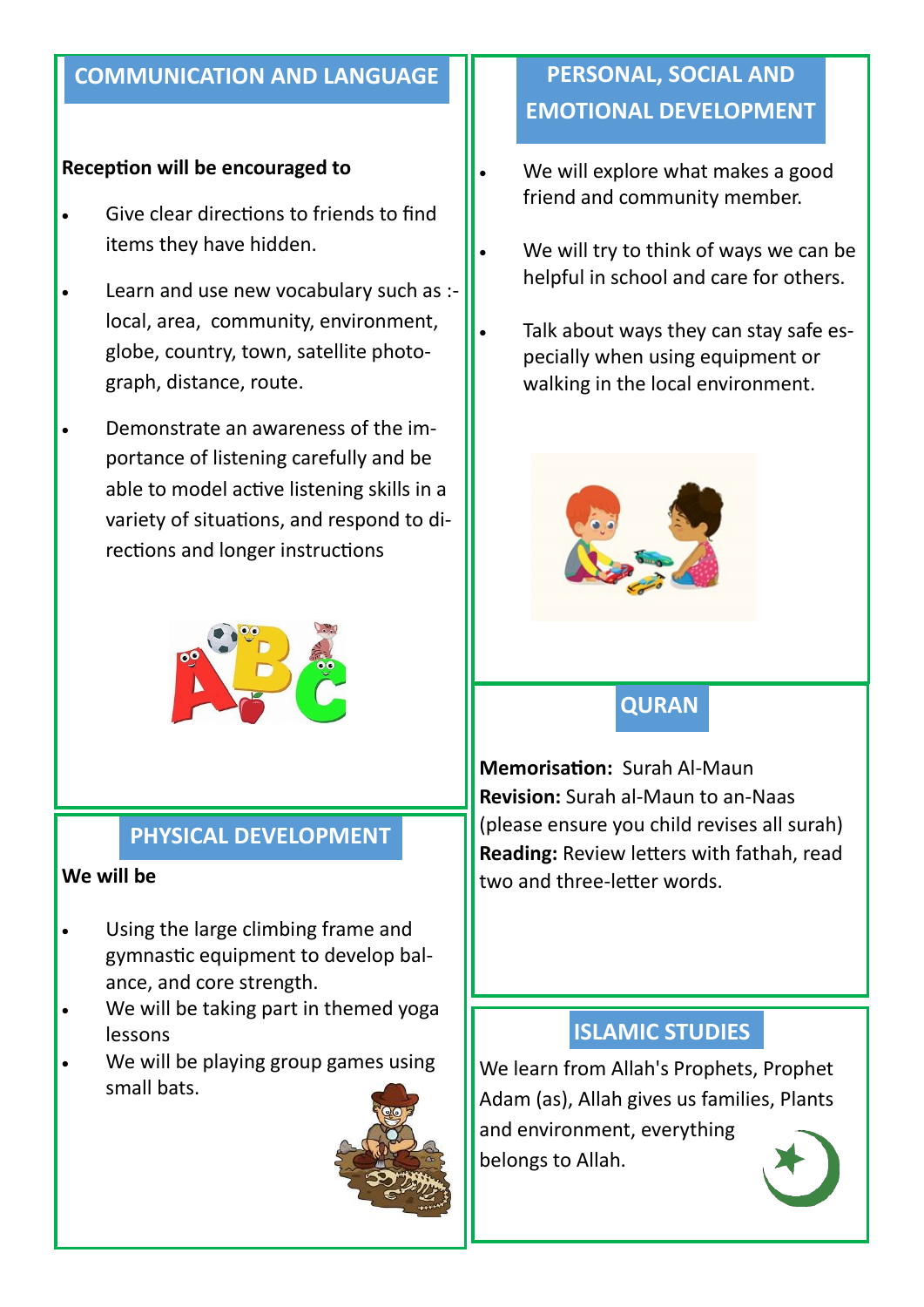## COMMUNICATION AND LANGUAGE

**Reception will be encouraged to**

- Give clear directions to friends to find items they have hidden.
- Learn and use new vocabulary such as :- local, area, community, environment, globe, country, town, satellite photograph, distance, route.
- Demonstrate an awareness of the importance of listening carefully and be able to model active listening skills in a variety of situations, and respond to directions and longer instructions

## PHYSICAL DEVELOPMENT

**We will be**

- Using the large climbing frame and gymnastic equipment to develop balance, and core strength.
- We will be taking part in themed yoga lessons
- We will be playing group games using small bats.

## PERSONAL, SOCIAL AND EMOTIONAL DEVELOPMENT

- We will explore what makes a good friend and community member.
- We will try to think of ways we can be helpful in school and care for others.
- Talk about ways they can stay safe especially when using equipment or walking in the local environment.

## QURAN

**Memorisation:** Surah Al-Maun
**Revision:** Surah al-Maun to an-Naas (please ensure you child revises all surah)
**Reading:** Review letters with fathah, read two and three-letter words.

## ISLAMIC STUDIES

We learn from Allah's Prophets, Prophet Adam (as), Allah gives us families, Plants and environment, everything belongs to Allah.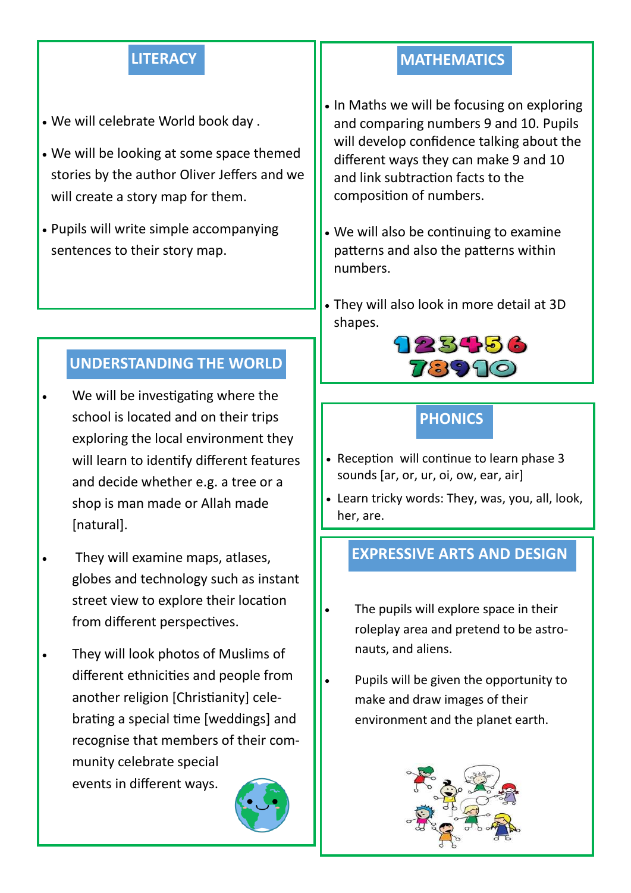## LITERACY

- We will celebrate World book day .
- We will be looking at some space themed stories by the author Oliver Jeffers and we will create a story map for them.
- Pupils will write simple accompanying sentences to their story map.

## UNDERSTANDING THE WORLD

- We will be investigating where the school is located and on their trips exploring the local environment they will learn to identify different features and decide whether e.g. a tree or a shop is man made or Allah made [natural].
- They will examine maps, atlases, globes and technology such as instant street view to explore their location from different perspectives.
- They will look photos of Muslims of different ethnicities and people from another religion [Christianity] celebrating a special time [weddings] and recognise that members of their community celebrate special events in different ways.

## MATHEMATICS

- In Maths we will be focusing on exploring and comparing numbers 9 and 10. Pupils will develop confidence talking about the different ways they can make 9 and 10 and link subtraction facts to the composition of numbers.
- We will also be continuing to examine patterns and also the patterns within numbers.
- They will also look in more detail at 3D shapes.

## PHONICS

- Reception will continue to learn phase 3 sounds [ar, or, ur, oi, ow, ear, air]
- Learn tricky words: They, was, you, all, look, her, are.

## EXPRESSIVE ARTS AND DESIGN

- The pupils will explore space in their roleplay area and pretend to be astronauts, and aliens.
- Pupils will be given the opportunity to make and draw images of their environment and the planet earth.